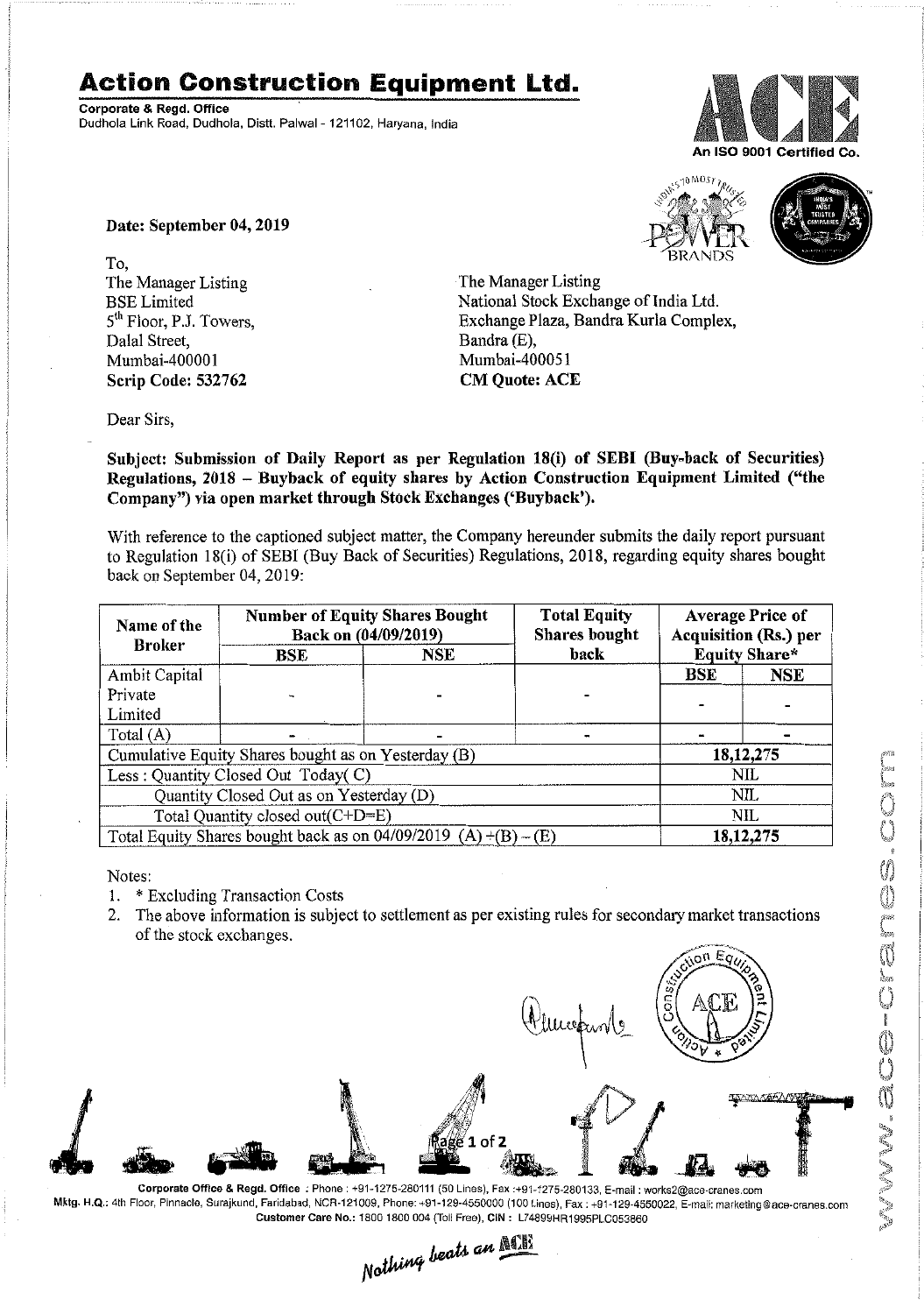# Action Construction Equipment Ltd.

**Corporate & Regd. Office**
Dudhola Link Road, Dudhola, Distt. Palwal - 121102, Haryana, India

An ISO 9001 Certified Co.

**Date: September 04, 2019**

To,
The Manager Listing
BSE Limited
5th Floor, P.J. Towers,
Dalal Street,
Mumbai-400001
**Scrip Code: 532762**

The Manager Listing
National Stock Exchange of India Ltd.
Exchange Plaza, Bandra Kurla Complex,
Bandra (E),
Mumbai-400051
**CM Quote: ACE**

Dear Sirs,

**Subject: Submission of Daily Report as per Regulation 18(i) of SEBI (Buy-back of Securities) Regulations, 2018 – Buyback of equity shares by Action Construction Equipment Limited ("the Company") via open market through Stock Exchanges ('Buyback').**

With reference to the captioned subject matter, the Company hereunder submits the daily report pursuant to Regulation 18(i) of SEBI (Buy Back of Securities) Regulations, 2018, regarding equity shares bought back on September 04, 2019:

| Name of the Broker | Number of Equity Shares Bought Back on (04/09/2019) | | Total Equity Shares bought back | Average Price of Acquisition (Rs.) per Equity Share* | |
|---|---|---|---|---|---|
| | BSE | NSE | | BSE | NSE |
| Ambit Capital Private Limited | - | - | - | - | - |
| Total (A) | - | - | - | - | - |
| Cumulative Equity Shares bought as on Yesterday (B) | | | | 18,12,275 | |
| Less : Quantity Closed Out Today( C) | | | | NIL | |
| Quantity Closed Out as on Yesterday (D) | | | | NIL | |
| Total Quantity closed out(C+D=E) | | | | NIL | |
| Total Equity Shares bought back as on 04/09/2019 (A)+(B)-(E) | | | | 18,12,275 | |

Notes:

1. * Excluding Transaction Costs
2. The above information is subject to settlement as per existing rules for secondary market transactions of the stock exchanges.

Corporate Office & Regd. Office : Phone : +91-1275-280111 (50 Lines), Fax :+91-1275-280133, E-mail : works2@ace-cranes.com
Mktg. H.Q.: 4th Floor, Pinnacle, Surajkund, Faridabad, NCR-121009, Phone: +91-129-4550000 (100 Lines), Fax : +91-129-4550022, E-mail: marketing@ace-cranes.com
Customer Care No.: 1800 1800 004 (Toll Free), CIN : L74899HR1995PLC053860

*Nothing beats an ACE*

www.ace-cranes.com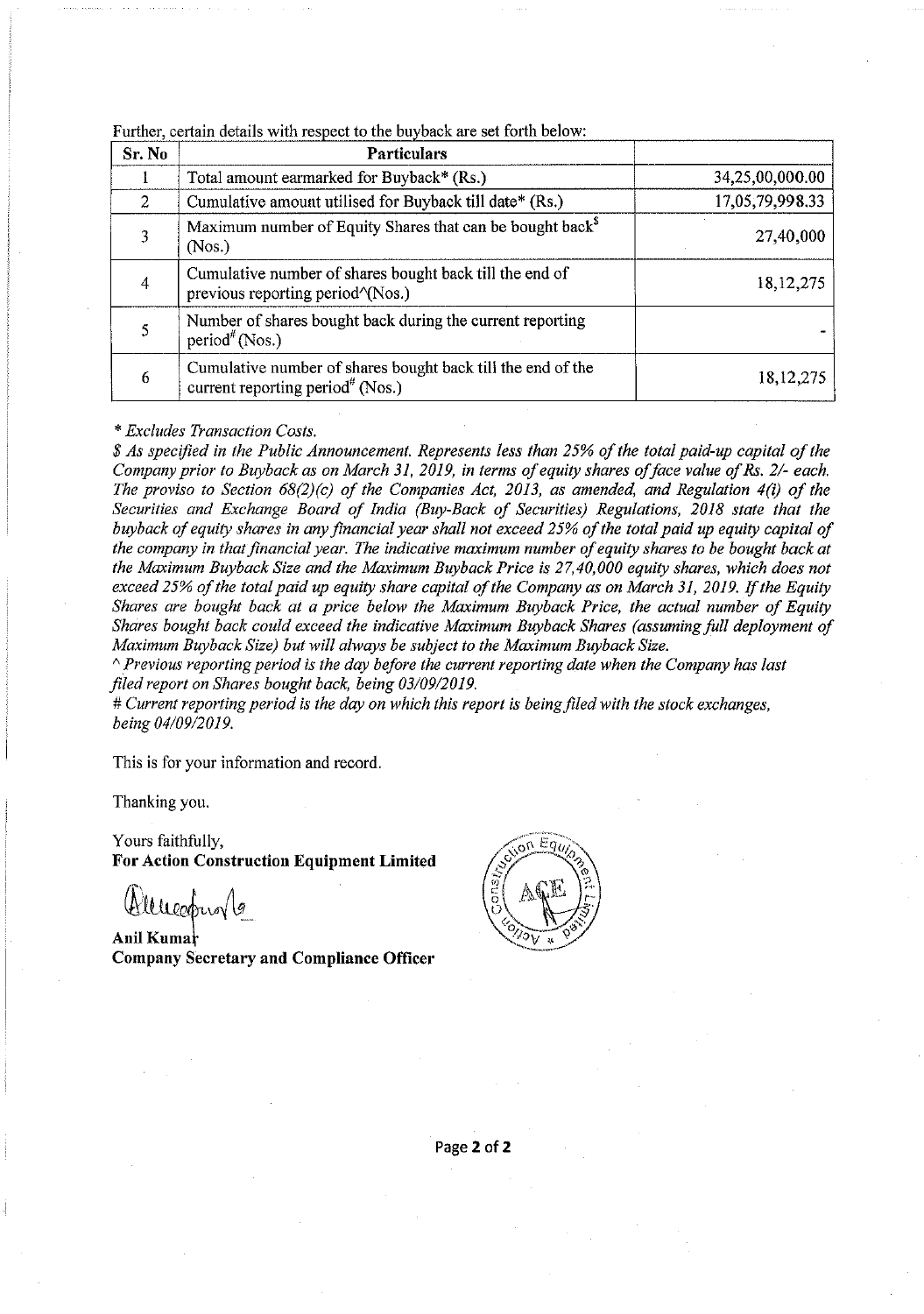Further, certain details with respect to the buyback are set forth below:

| Sr. No | Particulars | |
|---|---|---|
| 1 | Total amount earmarked for Buyback* (Rs.) | 34,25,00,000.00 |
| 2 | Cumulative amount utilised for Buyback till date* (Rs.) | 17,05,79,998.33 |
| 3 | Maximum number of Equity Shares that can be bought back$ (Nos.) | 27,40,000 |
| 4 | Cumulative number of shares bought back till the end of previous reporting period^(Nos.) | 18,12,275 |
| 5 | Number of shares bought back during the current reporting period# (Nos.) | - |
| 6 | Cumulative number of shares bought back till the end of the current reporting period# (Nos.) | 18,12,275 |

*\* Excludes Transaction Costs.*

*$ As specified in the Public Announcement. Represents less than 25% of the total paid-up capital of the Company prior to Buyback as on March 31, 2019, in terms of equity shares of face value of Rs. 2/- each. The proviso to Section 68(2)(c) of the Companies Act, 2013, as amended, and Regulation 4(i) of the Securities and Exchange Board of India (Buy-Back of Securities) Regulations, 2018 state that the buyback of equity shares in any financial year shall not exceed 25% of the total paid up equity capital of the company in that financial year. The indicative maximum number of equity shares to be bought back at the Maximum Buyback Size and the Maximum Buyback Price is 27,40,000 equity shares, which does not exceed 25% of the total paid up equity share capital of the Company as on March 31, 2019. If the Equity Shares are bought back at a price below the Maximum Buyback Price, the actual number of Equity Shares bought back could exceed the indicative Maximum Buyback Shares (assuming full deployment of Maximum Buyback Size) but will always be subject to the Maximum Buyback Size.*

*^ Previous reporting period is the day before the current reporting date when the Company has last filed report on Shares bought back, being 03/09/2019.*

*# Current reporting period is the day on which this report is being filed with the stock exchanges, being 04/09/2019.*

This is for your information and record.

Thanking you.

Yours faithfully,
**For Action Construction Equipment Limited**

**Anil Kumar**
**Company Secretary and Compliance Officer**